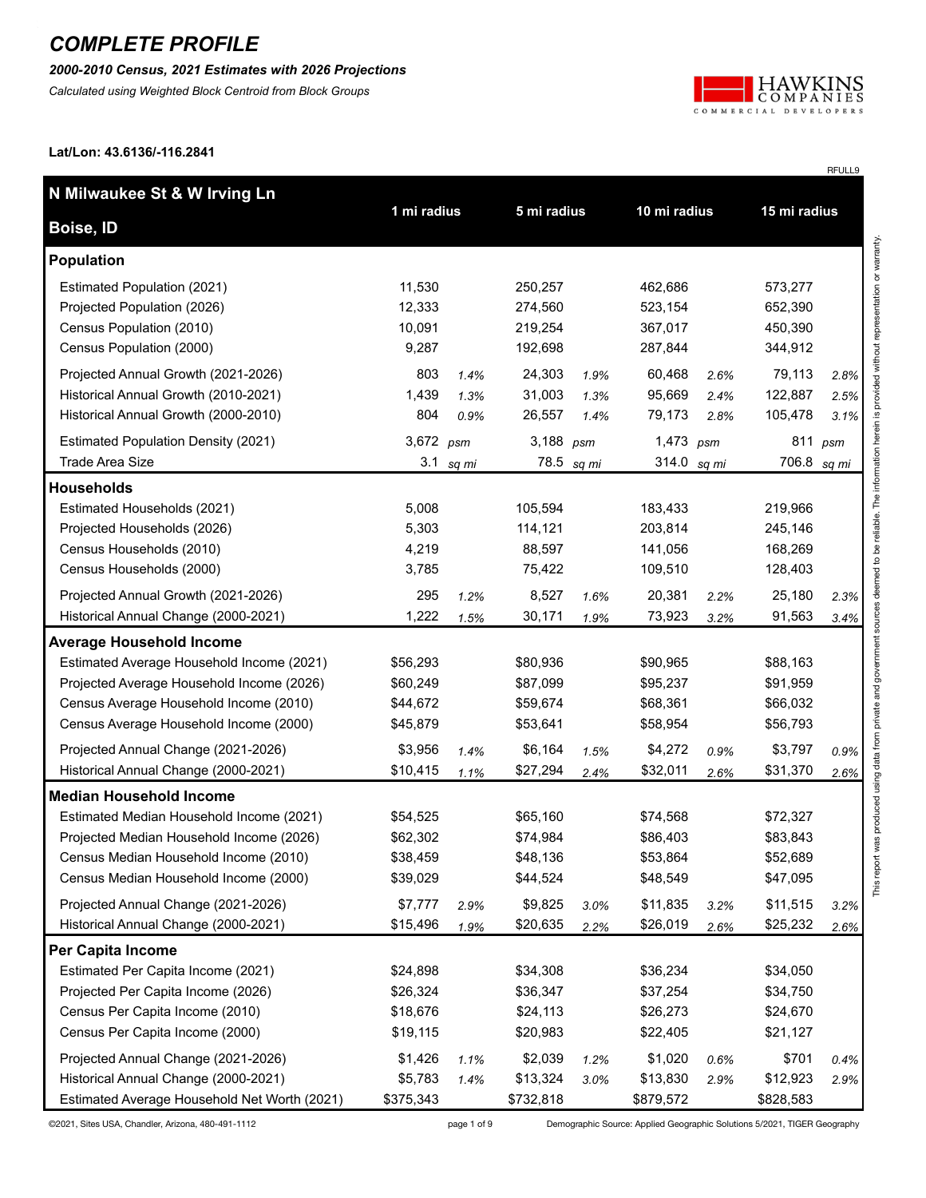# COMPLETE PROFILE

***2000-2010 Census, 2021 Estimates with 2026 Projections***

*Calculated using Weighted Block Centroid from Block Groups*

**Lat/Lon: 43.6136/-116.2841**

RFULL9

| N Milwaukee St & W Irving Ln<br>Boise, ID | 1 mi radius | | 5 mi radius | | 10 mi radius | | 15 mi radius | |
|---|---|---|---|---|---|---|---|---|
| **Population** | | | | | | | | |
| Estimated Population (2021) | 11,530 | | 250,257 | | 462,686 | | 573,277 | |
| Projected Population (2026) | 12,333 | | 274,560 | | 523,154 | | 652,390 | |
| Census Population (2010) | 10,091 | | 219,254 | | 367,017 | | 450,390 | |
| Census Population (2000) | 9,287 | | 192,698 | | 287,844 | | 344,912 | |
| Projected Annual Growth (2021-2026) | 803 | *1.4%* | 24,303 | *1.9%* | 60,468 | *2.6%* | 79,113 | *2.8%* |
| Historical Annual Growth (2010-2021) | 1,439 | *1.3%* | 31,003 | *1.3%* | 95,669 | *2.4%* | 122,887 | *2.5%* |
| Historical Annual Growth (2000-2010) | 804 | *0.9%* | 26,557 | *1.4%* | 79,173 | *2.8%* | 105,478 | *3.1%* |
| Estimated Population Density (2021) | 3,672 | *psm* | 3,188 | *psm* | 1,473 | *psm* | 811 | *psm* |
| Trade Area Size | 3.1 | *sq mi* | 78.5 | *sq mi* | 314.0 | *sq mi* | 706.8 | *sq mi* |
| **Households** | | | | | | | | |
| Estimated Households (2021) | 5,008 | | 105,594 | | 183,433 | | 219,966 | |
| Projected Households (2026) | 5,303 | | 114,121 | | 203,814 | | 245,146 | |
| Census Households (2010) | 4,219 | | 88,597 | | 141,056 | | 168,269 | |
| Census Households (2000) | 3,785 | | 75,422 | | 109,510 | | 128,403 | |
| Projected Annual Growth (2021-2026) | 295 | *1.2%* | 8,527 | *1.6%* | 20,381 | *2.2%* | 25,180 | *2.3%* |
| Historical Annual Change (2000-2021) | 1,222 | *1.5%* | 30,171 | *1.9%* | 73,923 | *3.2%* | 91,563 | *3.4%* |
| **Average Household Income** | | | | | | | | |
| Estimated Average Household Income (2021) | $56,293 | | $80,936 | | $90,965 | | $88,163 | |
| Projected Average Household Income (2026) | $60,249 | | $87,099 | | $95,237 | | $91,959 | |
| Census Average Household Income (2010) | $44,672 | | $59,674 | | $68,361 | | $66,032 | |
| Census Average Household Income (2000) | $45,879 | | $53,641 | | $58,954 | | $56,793 | |
| Projected Annual Change (2021-2026) | $3,956 | *1.4%* | $6,164 | *1.5%* | $4,272 | *0.9%* | $3,797 | *0.9%* |
| Historical Annual Change (2000-2021) | $10,415 | *1.1%* | $27,294 | *2.4%* | $32,011 | *2.6%* | $31,370 | *2.6%* |
| **Median Household Income** | | | | | | | | |
| Estimated Median Household Income (2021) | $54,525 | | $65,160 | | $74,568 | | $72,327 | |
| Projected Median Household Income (2026) | $62,302 | | $74,984 | | $86,403 | | $83,843 | |
| Census Median Household Income (2010) | $38,459 | | $48,136 | | $53,864 | | $52,689 | |
| Census Median Household Income (2000) | $39,029 | | $44,524 | | $48,549 | | $47,095 | |
| Projected Annual Change (2021-2026) | $7,777 | *2.9%* | $9,825 | *3.0%* | $11,835 | *3.2%* | $11,515 | *3.2%* |
| Historical Annual Change (2000-2021) | $15,496 | *1.9%* | $20,635 | *2.2%* | $26,019 | *2.6%* | $25,232 | *2.6%* |
| **Per Capita Income** | | | | | | | | |
| Estimated Per Capita Income (2021) | $24,898 | | $34,308 | | $36,234 | | $34,050 | |
| Projected Per Capita Income (2026) | $26,324 | | $36,347 | | $37,254 | | $34,750 | |
| Census Per Capita Income (2010) | $18,676 | | $24,113 | | $26,273 | | $24,670 | |
| Census Per Capita Income (2000) | $19,115 | | $20,983 | | $22,405 | | $21,127 | |
| Projected Annual Change (2021-2026) | $1,426 | *1.1%* | $2,039 | *1.2%* | $1,020 | *0.6%* | $701 | *0.4%* |
| Historical Annual Change (2000-2021) | $5,783 | *1.4%* | $13,324 | *3.0%* | $13,830 | *2.9%* | $12,923 | *2.9%* |
| Estimated Average Household Net Worth (2021) | $375,343 | | $732,818 | | $879,572 | | $828,583 | |

This report was produced using data from private and government sources deemed to be reliable. The information herein is provided without representation or warranty.

©2021, Sites USA, Chandler, Arizona, 480-491-1112

Demographic Source: Applied Geographic Solutions 5/2021, TIGER Geography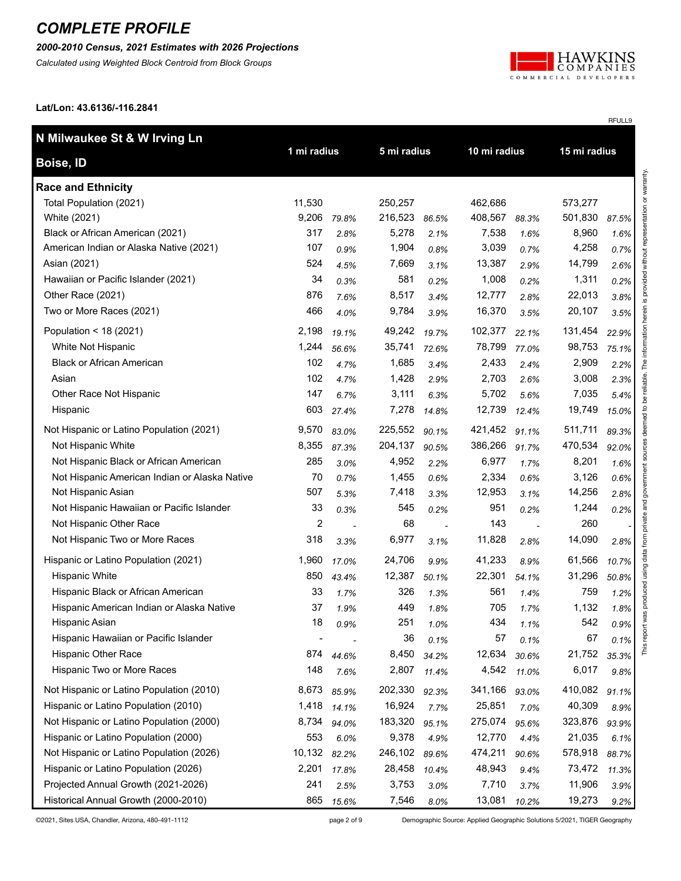# COMPLETE PROFILE

***2000-2010 Census, 2021 Estimates with 2026 Projections***

*Calculated using Weighted Block Centroid from Block Groups*

**Lat/Lon: 43.6136/-116.2841**

RFULL9

| **N Milwaukee St & W Irving Ln**<br>**Boise, ID** | 1 mi radius | | 5 mi radius | | 10 mi radius | | 15 mi radius | |
|---|---|---|---|---|---|---|---|---|
| **Race and Ethnicity** | | | | | | | | |
| Total Population (2021) | 11,530 | | 250,257 | | 462,686 | | 573,277 | |
| White (2021) | 9,206 | *79.8%* | 216,523 | *86.5%* | 408,567 | *88.3%* | 501,830 | *87.5%* |
| Black or African American (2021) | 317 | *2.8%* | 5,278 | *2.1%* | 7,538 | *1.6%* | 8,960 | *1.6%* |
| American Indian or Alaska Native (2021) | 107 | *0.9%* | 1,904 | *0.8%* | 3,039 | *0.7%* | 4,258 | *0.7%* |
| Asian (2021) | 524 | *4.5%* | 7,669 | *3.1%* | 13,387 | *2.9%* | 14,799 | *2.6%* |
| Hawaiian or Pacific Islander (2021) | 34 | *0.3%* | 581 | *0.2%* | 1,008 | *0.2%* | 1,311 | *0.2%* |
| Other Race (2021) | 876 | *7.6%* | 8,517 | *3.4%* | 12,777 | *2.8%* | 22,013 | *3.8%* |
| Two or More Races (2021) | 466 | *4.0%* | 9,784 | *3.9%* | 16,370 | *3.5%* | 20,107 | *3.5%* |
| Population < 18 (2021) | 2,198 | *19.1%* | 49,242 | *19.7%* | 102,377 | *22.1%* | 131,454 | *22.9%* |
| White Not Hispanic | 1,244 | *56.6%* | 35,741 | *72.6%* | 78,799 | *77.0%* | 98,753 | *75.1%* |
| Black or African American | 102 | *4.7%* | 1,685 | *3.4%* | 2,433 | *2.4%* | 2,909 | *2.2%* |
| Asian | 102 | *4.7%* | 1,428 | *2.9%* | 2,703 | *2.6%* | 3,008 | *2.3%* |
| Other Race Not Hispanic | 147 | *6.7%* | 3,111 | *6.3%* | 5,702 | *5.6%* | 7,035 | *5.4%* |
| Hispanic | 603 | *27.4%* | 7,278 | *14.8%* | 12,739 | *12.4%* | 19,749 | *15.0%* |
| Not Hispanic or Latino Population (2021) | 9,570 | *83.0%* | 225,552 | *90.1%* | 421,452 | *91.1%* | 511,711 | *89.3%* |
| Not Hispanic White | 8,355 | *87.3%* | 204,137 | *90.5%* | 386,266 | *91.7%* | 470,534 | *92.0%* |
| Not Hispanic Black or African American | 285 | *3.0%* | 4,952 | *2.2%* | 6,977 | *1.7%* | 8,201 | *1.6%* |
| Not Hispanic American Indian or Alaska Native | 70 | *0.7%* | 1,455 | *0.6%* | 2,334 | *0.6%* | 3,126 | *0.6%* |
| Not Hispanic Asian | 507 | *5.3%* | 7,418 | *3.3%* | 12,953 | *3.1%* | 14,256 | *2.8%* |
| Not Hispanic Hawaiian or Pacific Islander | 33 | *0.3%* | 545 | *0.2%* | 951 | *0.2%* | 1,244 | *0.2%* |
| Not Hispanic Other Race | 2 | - | 68 | - | 143 | - | 260 | - |
| Not Hispanic Two or More Races | 318 | *3.3%* | 6,977 | *3.1%* | 11,828 | *2.8%* | 14,090 | *2.8%* |
| Hispanic or Latino Population (2021) | 1,960 | *17.0%* | 24,706 | *9.9%* | 41,233 | *8.9%* | 61,566 | *10.7%* |
| Hispanic White | 850 | *43.4%* | 12,387 | *50.1%* | 22,301 | *54.1%* | 31,296 | *50.8%* |
| Hispanic Black or African American | 33 | *1.7%* | 326 | *1.3%* | 561 | *1.4%* | 759 | *1.2%* |
| Hispanic American Indian or Alaska Native | 37 | *1.9%* | 449 | *1.8%* | 705 | *1.7%* | 1,132 | *1.8%* |
| Hispanic Asian | 18 | *0.9%* | 251 | *1.0%* | 434 | *1.1%* | 542 | *0.9%* |
| Hispanic Hawaiian or Pacific Islander | - | - | 36 | *0.1%* | 57 | *0.1%* | 67 | *0.1%* |
| Hispanic Other Race | 874 | *44.6%* | 8,450 | *34.2%* | 12,634 | *30.6%* | 21,752 | *35.3%* |
| Hispanic Two or More Races | 148 | *7.6%* | 2,807 | *11.4%* | 4,542 | *11.0%* | 6,017 | *9.8%* |
| Not Hispanic or Latino Population (2010) | 8,673 | *85.9%* | 202,330 | *92.3%* | 341,166 | *93.0%* | 410,082 | *91.1%* |
| Hispanic or Latino Population (2010) | 1,418 | *14.1%* | 16,924 | *7.7%* | 25,851 | *7.0%* | 40,309 | *8.9%* |
| Not Hispanic or Latino Population (2000) | 8,734 | *94.0%* | 183,320 | *95.1%* | 275,074 | *95.6%* | 323,876 | *93.9%* |
| Hispanic or Latino Population (2000) | 553 | *6.0%* | 9,378 | *4.9%* | 12,770 | *4.4%* | 21,035 | *6.1%* |
| Not Hispanic or Latino Population (2026) | 10,132 | *82.2%* | 246,102 | *89.6%* | 474,211 | *90.6%* | 578,918 | *88.7%* |
| Hispanic or Latino Population (2026) | 2,201 | *17.8%* | 28,458 | *10.4%* | 48,943 | *9.4%* | 73,472 | *11.3%* |
| Projected Annual Growth (2021-2026) | 241 | *2.5%* | 3,753 | *3.0%* | 7,710 | *3.7%* | 11,906 | *3.9%* |
| Historical Annual Growth (2000-2010) | 865 | *15.6%* | 7,546 | *8.0%* | 13,081 | *10.2%* | 19,273 | *9.2%* |

This report was produced using data from private and government sources deemed to be reliable. The information herein is provided without representation or warranty.

©2021, Sites USA, Chandler, Arizona, 480-491-1112

Demographic Source: Applied Geographic Solutions 5/2021, TIGER Geography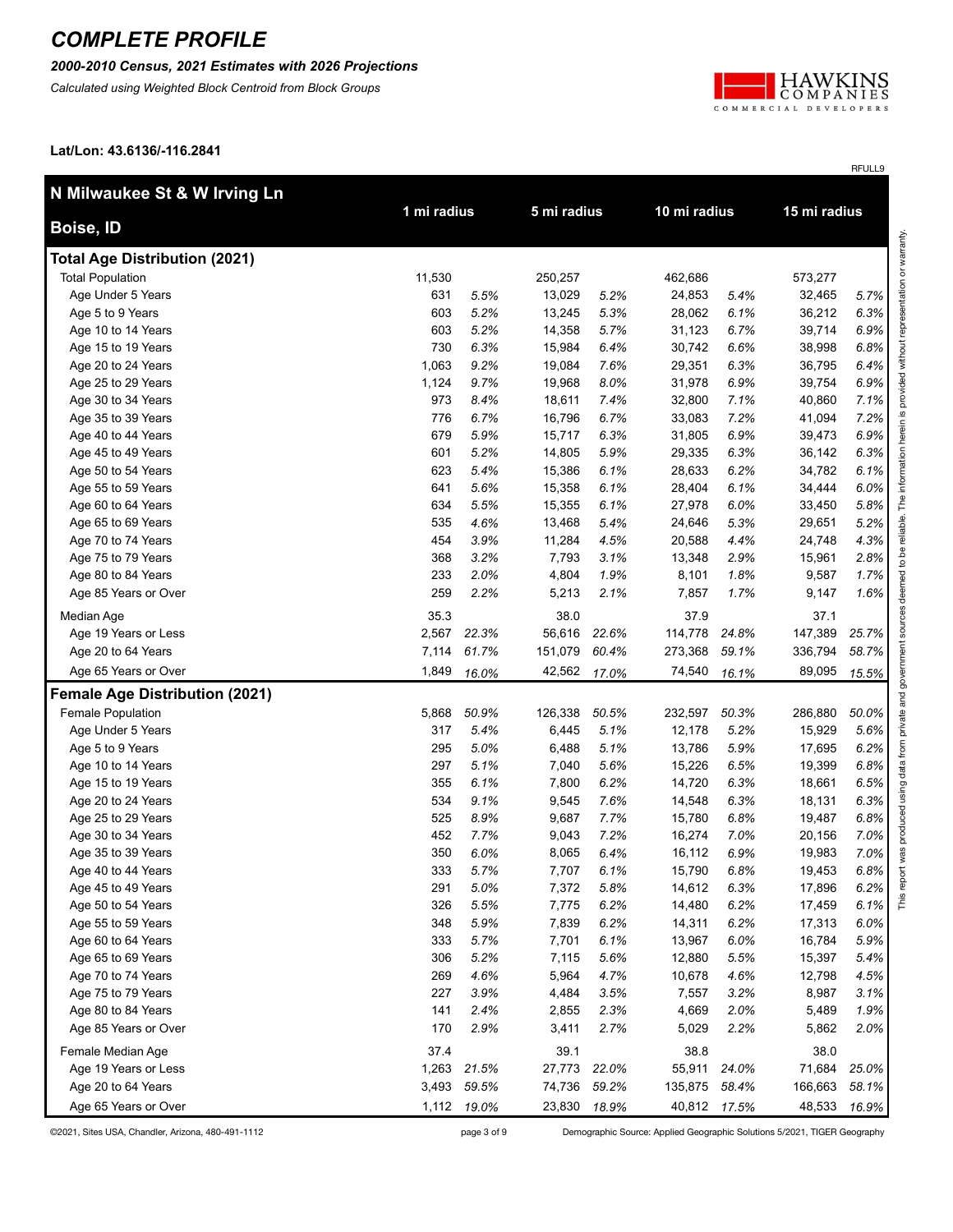# COMPLETE PROFILE

***2000-2010 Census, 2021 Estimates with 2026 Projections***

*Calculated using Weighted Block Centroid from Block Groups*

**Lat/Lon: 43.6136/-116.2841**

RFULL9

| N Milwaukee St & W Irving Ln<br>Boise, ID | 1 mi radius | | 5 mi radius | | 10 mi radius | | 15 mi radius | |
|---|---|---|---|---|---|---|---|---|
| **Total Age Distribution (2021)** | | | | | | | | |
| Total Population | 11,530 | | 250,257 | | 462,686 | | 573,277 | |
| Age Under 5 Years | 631 | *5.5%* | 13,029 | *5.2%* | 24,853 | *5.4%* | 32,465 | *5.7%* |
| Age 5 to 9 Years | 603 | *5.2%* | 13,245 | *5.3%* | 28,062 | *6.1%* | 36,212 | *6.3%* |
| Age 10 to 14 Years | 603 | *5.2%* | 14,358 | *5.7%* | 31,123 | *6.7%* | 39,714 | *6.9%* |
| Age 15 to 19 Years | 730 | *6.3%* | 15,984 | *6.4%* | 30,742 | *6.6%* | 38,998 | *6.8%* |
| Age 20 to 24 Years | 1,063 | *9.2%* | 19,084 | *7.6%* | 29,351 | *6.3%* | 36,795 | *6.4%* |
| Age 25 to 29 Years | 1,124 | *9.7%* | 19,968 | *8.0%* | 31,978 | *6.9%* | 39,754 | *6.9%* |
| Age 30 to 34 Years | 973 | *8.4%* | 18,611 | *7.4%* | 32,800 | *7.1%* | 40,860 | *7.1%* |
| Age 35 to 39 Years | 776 | *6.7%* | 16,796 | *6.7%* | 33,083 | *7.2%* | 41,094 | *7.2%* |
| Age 40 to 44 Years | 679 | *5.9%* | 15,717 | *6.3%* | 31,805 | *6.9%* | 39,473 | *6.9%* |
| Age 45 to 49 Years | 601 | *5.2%* | 14,805 | *5.9%* | 29,335 | *6.3%* | 36,142 | *6.3%* |
| Age 50 to 54 Years | 623 | *5.4%* | 15,386 | *6.1%* | 28,633 | *6.2%* | 34,782 | *6.1%* |
| Age 55 to 59 Years | 641 | *5.6%* | 15,358 | *6.1%* | 28,404 | *6.1%* | 34,444 | *6.0%* |
| Age 60 to 64 Years | 634 | *5.5%* | 15,355 | *6.1%* | 27,978 | *6.0%* | 33,450 | *5.8%* |
| Age 65 to 69 Years | 535 | *4.6%* | 13,468 | *5.4%* | 24,646 | *5.3%* | 29,651 | *5.2%* |
| Age 70 to 74 Years | 454 | *3.9%* | 11,284 | *4.5%* | 20,588 | *4.4%* | 24,748 | *4.3%* |
| Age 75 to 79 Years | 368 | *3.2%* | 7,793 | *3.1%* | 13,348 | *2.9%* | 15,961 | *2.8%* |
| Age 80 to 84 Years | 233 | *2.0%* | 4,804 | *1.9%* | 8,101 | *1.8%* | 9,587 | *1.7%* |
| Age 85 Years or Over | 259 | *2.2%* | 5,213 | *2.1%* | 7,857 | *1.7%* | 9,147 | *1.6%* |
| Median Age | 35.3 | | 38.0 | | 37.9 | | 37.1 | |
| Age 19 Years or Less | 2,567 | *22.3%* | 56,616 | *22.6%* | 114,778 | *24.8%* | 147,389 | *25.7%* |
| Age 20 to 64 Years | 7,114 | *61.7%* | 151,079 | *60.4%* | 273,368 | *59.1%* | 336,794 | *58.7%* |
| Age 65 Years or Over | 1,849 | *16.0%* | 42,562 | *17.0%* | 74,540 | *16.1%* | 89,095 | *15.5%* |
| **Female Age Distribution (2021)** | | | | | | | | |
| Female Population | 5,868 | *50.9%* | 126,338 | *50.5%* | 232,597 | *50.3%* | 286,880 | *50.0%* |
| Age Under 5 Years | 317 | *5.4%* | 6,445 | *5.1%* | 12,178 | *5.2%* | 15,929 | *5.6%* |
| Age 5 to 9 Years | 295 | *5.0%* | 6,488 | *5.1%* | 13,786 | *5.9%* | 17,695 | *6.2%* |
| Age 10 to 14 Years | 297 | *5.1%* | 7,040 | *5.6%* | 15,226 | *6.5%* | 19,399 | *6.8%* |
| Age 15 to 19 Years | 355 | *6.1%* | 7,800 | *6.2%* | 14,720 | *6.3%* | 18,661 | *6.5%* |
| Age 20 to 24 Years | 534 | *9.1%* | 9,545 | *7.6%* | 14,548 | *6.3%* | 18,131 | *6.3%* |
| Age 25 to 29 Years | 525 | *8.9%* | 9,687 | *7.7%* | 15,780 | *6.8%* | 19,487 | *6.8%* |
| Age 30 to 34 Years | 452 | *7.7%* | 9,043 | *7.2%* | 16,274 | *7.0%* | 20,156 | *7.0%* |
| Age 35 to 39 Years | 350 | *6.0%* | 8,065 | *6.4%* | 16,112 | *6.9%* | 19,983 | *7.0%* |
| Age 40 to 44 Years | 333 | *5.7%* | 7,707 | *6.1%* | 15,790 | *6.8%* | 19,453 | *6.8%* |
| Age 45 to 49 Years | 291 | *5.0%* | 7,372 | *5.8%* | 14,612 | *6.3%* | 17,896 | *6.2%* |
| Age 50 to 54 Years | 326 | *5.5%* | 7,775 | *6.2%* | 14,480 | *6.2%* | 17,459 | *6.1%* |
| Age 55 to 59 Years | 348 | *5.9%* | 7,839 | *6.2%* | 14,311 | *6.2%* | 17,313 | *6.0%* |
| Age 60 to 64 Years | 333 | *5.7%* | 7,701 | *6.1%* | 13,967 | *6.0%* | 16,784 | *5.9%* |
| Age 65 to 69 Years | 306 | *5.2%* | 7,115 | *5.6%* | 12,880 | *5.5%* | 15,397 | *5.4%* |
| Age 70 to 74 Years | 269 | *4.6%* | 5,964 | *4.7%* | 10,678 | *4.6%* | 12,798 | *4.5%* |
| Age 75 to 79 Years | 227 | *3.9%* | 4,484 | *3.5%* | 7,557 | *3.2%* | 8,987 | *3.1%* |
| Age 80 to 84 Years | 141 | *2.4%* | 2,855 | *2.3%* | 4,669 | *2.0%* | 5,489 | *1.9%* |
| Age 85 Years or Over | 170 | *2.9%* | 3,411 | *2.7%* | 5,029 | *2.2%* | 5,862 | *2.0%* |
| Female Median Age | 37.4 | | 39.1 | | 38.8 | | 38.0 | |
| Age 19 Years or Less | 1,263 | *21.5%* | 27,773 | *22.0%* | 55,911 | *24.0%* | 71,684 | *25.0%* |
| Age 20 to 64 Years | 3,493 | *59.5%* | 74,736 | *59.2%* | 135,875 | *58.4%* | 166,663 | *58.1%* |
| Age 65 Years or Over | 1,112 | *19.0%* | 23,830 | *18.9%* | 40,812 | *17.5%* | 48,533 | *16.9%* |

This report was produced using data from private and government sources deemed to be reliable. The information herein is provided without representation or warranty.

©2021, Sites USA, Chandler, Arizona, 480-491-1112

Demographic Source: Applied Geographic Solutions 5/2021, TIGER Geography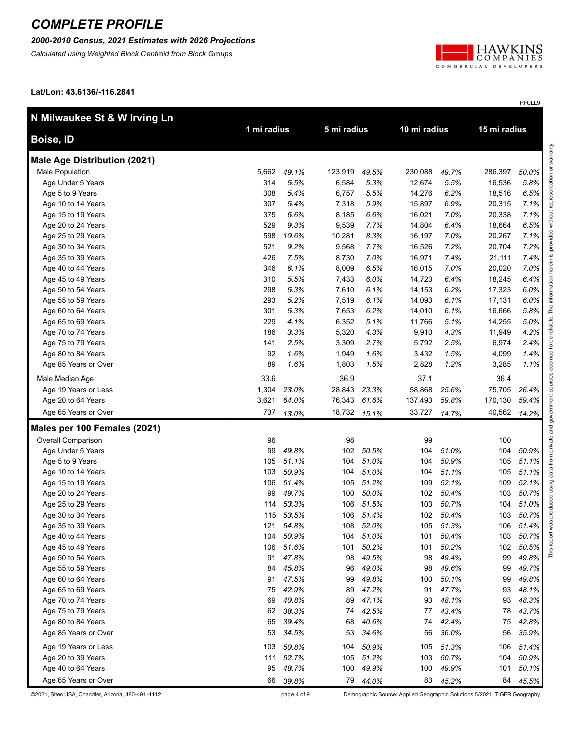# COMPLETE PROFILE

***2000-2010 Census, 2021 Estimates with 2026 Projections***

*Calculated using Weighted Block Centroid from Block Groups*

**Lat/Lon: 43.6136/-116.2841**

RFULL9

| **N Milwaukee St & W Irving Ln** **Boise, ID** | **1 mi radius** | | **5 mi radius** | | **10 mi radius** | | **15 mi radius** | |
|---|---|---|---|---|---|---|---|---|
| **Male Age Distribution (2021)** | | | | | | | | |
| Male Population | 5,662 | *49.1%* | 123,919 | *49.5%* | 230,088 | *49.7%* | 286,397 | *50.0%* |
| Age Under 5 Years | 314 | *5.5%* | 6,584 | *5.3%* | 12,674 | *5.5%* | 16,536 | *5.8%* |
| Age 5 to 9 Years | 308 | *5.4%* | 6,757 | *5.5%* | 14,276 | *6.2%* | 18,516 | *6.5%* |
| Age 10 to 14 Years | 307 | *5.4%* | 7,318 | *5.9%* | 15,897 | *6.9%* | 20,315 | *7.1%* |
| Age 15 to 19 Years | 375 | *6.6%* | 8,185 | *6.6%* | 16,021 | *7.0%* | 20,338 | *7.1%* |
| Age 20 to 24 Years | 529 | *9.3%* | 9,539 | *7.7%* | 14,804 | *6.4%* | 18,664 | *6.5%* |
| Age 25 to 29 Years | 598 | *10.6%* | 10,281 | *8.3%* | 16,197 | *7.0%* | 20,267 | *7.1%* |
| Age 30 to 34 Years | 521 | *9.2%* | 9,568 | *7.7%* | 16,526 | *7.2%* | 20,704 | *7.2%* |
| Age 35 to 39 Years | 426 | *7.5%* | 8,730 | *7.0%* | 16,971 | *7.4%* | 21,111 | *7.4%* |
| Age 40 to 44 Years | 346 | *6.1%* | 8,009 | *6.5%* | 16,015 | *7.0%* | 20,020 | *7.0%* |
| Age 45 to 49 Years | 310 | *5.5%* | 7,433 | *6.0%* | 14,723 | *6.4%* | 18,245 | *6.4%* |
| Age 50 to 54 Years | 298 | *5.3%* | 7,610 | *6.1%* | 14,153 | *6.2%* | 17,323 | *6.0%* |
| Age 55 to 59 Years | 293 | *5.2%* | 7,519 | *6.1%* | 14,093 | *6.1%* | 17,131 | *6.0%* |
| Age 60 to 64 Years | 301 | *5.3%* | 7,653 | *6.2%* | 14,010 | *6.1%* | 16,666 | *5.8%* |
| Age 65 to 69 Years | 229 | *4.1%* | 6,352 | *5.1%* | 11,766 | *5.1%* | 14,255 | *5.0%* |
| Age 70 to 74 Years | 186 | *3.3%* | 5,320 | *4.3%* | 9,910 | *4.3%* | 11,949 | *4.2%* |
| Age 75 to 79 Years | 141 | *2.5%* | 3,309 | *2.7%* | 5,792 | *2.5%* | 6,974 | *2.4%* |
| Age 80 to 84 Years | 92 | *1.6%* | 1,949 | *1.6%* | 3,432 | *1.5%* | 4,099 | *1.4%* |
| Age 85 Years or Over | 89 | *1.6%* | 1,803 | *1.5%* | 2,828 | *1.2%* | 3,285 | *1.1%* |
| Male Median Age | 33.6 | | 36.9 | | 37.1 | | 36.4 | |
| Age 19 Years or Less | 1,304 | *23.0%* | 28,843 | *23.3%* | 58,868 | *25.6%* | 75,705 | *26.4%* |
| Age 20 to 64 Years | 3,621 | *64.0%* | 76,343 | *61.6%* | 137,493 | *59.8%* | 170,130 | *59.4%* |
| Age 65 Years or Over | 737 | *13.0%* | 18,732 | *15.1%* | 33,727 | *14.7%* | 40,562 | *14.2%* |
| **Males per 100 Females (2021)** | | | | | | | | |
| Overall Comparison | 96 | | 98 | | 99 | | 100 | |
| Age Under 5 Years | 99 | *49.8%* | 102 | *50.5%* | 104 | *51.0%* | 104 | *50.9%* |
| Age 5 to 9 Years | 105 | *51.1%* | 104 | *51.0%* | 104 | *50.9%* | 105 | *51.1%* |
| Age 10 to 14 Years | 103 | *50.9%* | 104 | *51.0%* | 104 | *51.1%* | 105 | *51.1%* |
| Age 15 to 19 Years | 106 | *51.4%* | 105 | *51.2%* | 109 | *52.1%* | 109 | *52.1%* |
| Age 20 to 24 Years | 99 | *49.7%* | 100 | *50.0%* | 102 | *50.4%* | 103 | *50.7%* |
| Age 25 to 29 Years | 114 | *53.3%* | 106 | *51.5%* | 103 | *50.7%* | 104 | *51.0%* |
| Age 30 to 34 Years | 115 | *53.5%* | 106 | *51.4%* | 102 | *50.4%* | 103 | *50.7%* |
| Age 35 to 39 Years | 121 | *54.8%* | 108 | *52.0%* | 105 | *51.3%* | 106 | *51.4%* |
| Age 40 to 44 Years | 104 | *50.9%* | 104 | *51.0%* | 101 | *50.4%* | 103 | *50.7%* |
| Age 45 to 49 Years | 106 | *51.6%* | 101 | *50.2%* | 101 | *50.2%* | 102 | *50.5%* |
| Age 50 to 54 Years | 91 | *47.8%* | 98 | *49.5%* | 98 | *49.4%* | 99 | *49.8%* |
| Age 55 to 59 Years | 84 | *45.8%* | 96 | *49.0%* | 98 | *49.6%* | 99 | *49.7%* |
| Age 60 to 64 Years | 91 | *47.5%* | 99 | *49.8%* | 100 | *50.1%* | 99 | *49.8%* |
| Age 65 to 69 Years | 75 | *42.9%* | 89 | *47.2%* | 91 | *47.7%* | 93 | *48.1%* |
| Age 70 to 74 Years | 69 | *40.8%* | 89 | *47.1%* | 93 | *48.1%* | 93 | *48.3%* |
| Age 75 to 79 Years | 62 | *38.3%* | 74 | *42.5%* | 77 | *43.4%* | 78 | *43.7%* |
| Age 80 to 84 Years | 65 | *39.4%* | 68 | *40.6%* | 74 | *42.4%* | 75 | *42.8%* |
| Age 85 Years or Over | 53 | *34.5%* | 53 | *34.6%* | 56 | *36.0%* | 56 | *35.9%* |
| Age 19 Years or Less | 103 | *50.8%* | 104 | *50.9%* | 105 | *51.3%* | 106 | *51.4%* |
| Age 20 to 39 Years | 111 | *52.7%* | 105 | *51.2%* | 103 | *50.7%* | 104 | *50.9%* |
| Age 40 to 64 Years | 95 | *48.7%* | 100 | *49.9%* | 100 | *49.9%* | 101 | *50.1%* |
| Age 65 Years or Over | 66 | *39.8%* | 79 | *44.0%* | 83 | *45.2%* | 84 | *45.5%* |

This report was produced using data from private and government sources deemed to be reliable. The information herein is provided without representation or warranty.

©2021, Sites USA, Chandler, Arizona, 480-491-1112

Demographic Source: Applied Geographic Solutions 5/2021, TIGER Geography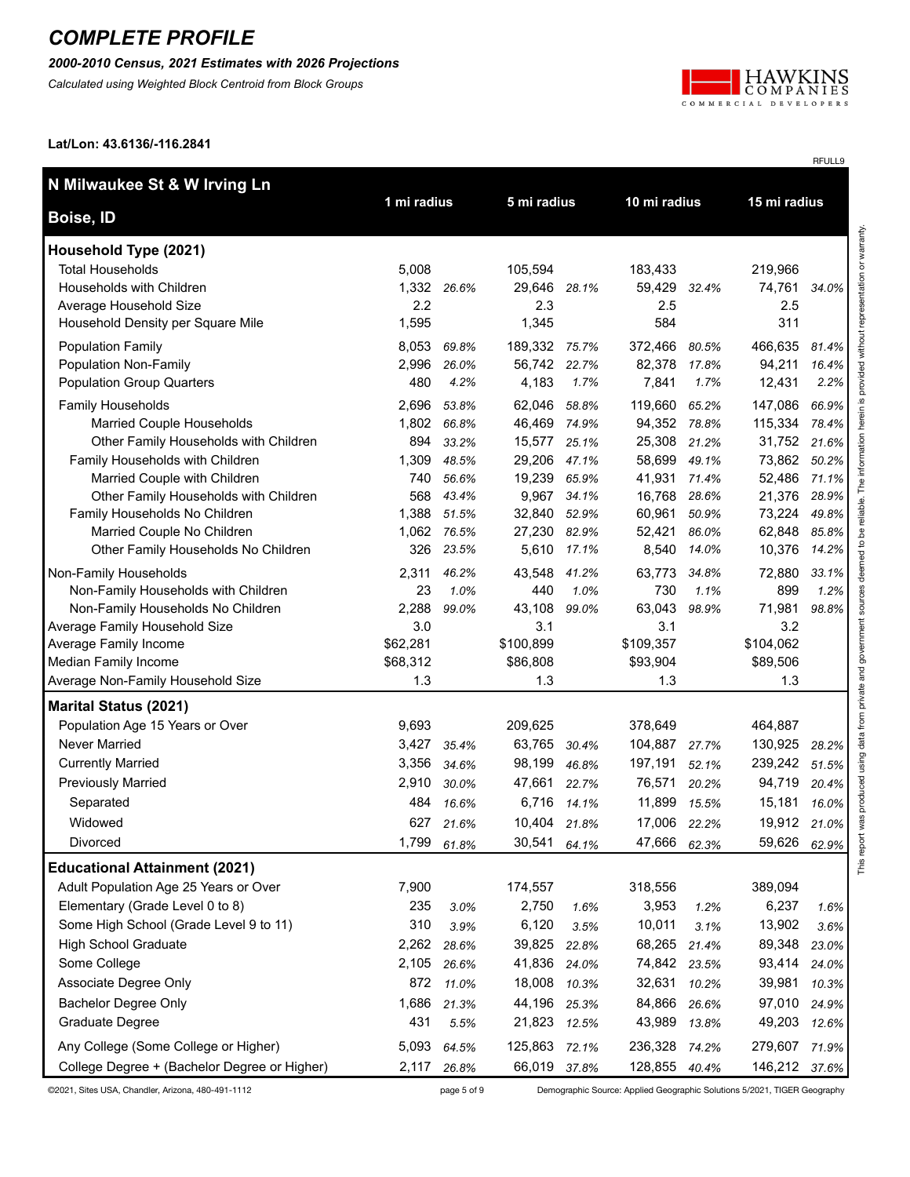# COMPLETE PROFILE

***2000-2010 Census, 2021 Estimates with 2026 Projections***

*Calculated using Weighted Block Centroid from Block Groups*

**Lat/Lon: 43.6136/-116.2841**

RFULL9

| N Milwaukee St & W Irving Ln<br>Boise, ID | 1 mi radius | | 5 mi radius | | 10 mi radius | | 15 mi radius | |
|---|---|---|---|---|---|---|---|---|
| **Household Type (2021)** | | | | | | | | |
| Total Households | 5,008 | | 105,594 | | 183,433 | | 219,966 | |
| Households with Children | 1,332 | 26.6% | 29,646 | 28.1% | 59,429 | 32.4% | 74,761 | 34.0% |
| Average Household Size | 2.2 | | 2.3 | | 2.5 | | 2.5 | |
| Household Density per Square Mile | 1,595 | | 1,345 | | 584 | | 311 | |
| Population Family | 8,053 | 69.8% | 189,332 | 75.7% | 372,466 | 80.5% | 466,635 | 81.4% |
| Population Non-Family | 2,996 | 26.0% | 56,742 | 22.7% | 82,378 | 17.8% | 94,211 | 16.4% |
| Population Group Quarters | 480 | 4.2% | 4,183 | 1.7% | 7,841 | 1.7% | 12,431 | 2.2% |
| Family Households | 2,696 | 53.8% | 62,046 | 58.8% | 119,660 | 65.2% | 147,086 | 66.9% |
| Married Couple Households | 1,802 | 66.8% | 46,469 | 74.9% | 94,352 | 78.8% | 115,334 | 78.4% |
| Other Family Households with Children | 894 | 33.2% | 15,577 | 25.1% | 25,308 | 21.2% | 31,752 | 21.6% |
| Family Households with Children | 1,309 | 48.5% | 29,206 | 47.1% | 58,699 | 49.1% | 73,862 | 50.2% |
| Married Couple with Children | 740 | 56.6% | 19,239 | 65.9% | 41,931 | 71.4% | 52,486 | 71.1% |
| Other Family Households with Children | 568 | 43.4% | 9,967 | 34.1% | 16,768 | 28.6% | 21,376 | 28.9% |
| Family Households No Children | 1,388 | 51.5% | 32,840 | 52.9% | 60,961 | 50.9% | 73,224 | 49.8% |
| Married Couple No Children | 1,062 | 76.5% | 27,230 | 82.9% | 52,421 | 86.0% | 62,848 | 85.8% |
| Other Family Households No Children | 326 | 23.5% | 5,610 | 17.1% | 8,540 | 14.0% | 10,376 | 14.2% |
| Non-Family Households | 2,311 | 46.2% | 43,548 | 41.2% | 63,773 | 34.8% | 72,880 | 33.1% |
| Non-Family Households with Children | 23 | 1.0% | 440 | 1.0% | 730 | 1.1% | 899 | 1.2% |
| Non-Family Households No Children | 2,288 | 99.0% | 43,108 | 99.0% | 63,043 | 98.9% | 71,981 | 98.8% |
| Average Family Household Size | 3.0 | | 3.1 | | 3.1 | | 3.2 | |
| Average Family Income | $62,281 | | $100,899 | | $109,357 | | $104,062 | |
| Median Family Income | $68,312 | | $86,808 | | $93,904 | | $89,506 | |
| Average Non-Family Household Size | 1.3 | | 1.3 | | 1.3 | | 1.3 | |
| **Marital Status (2021)** | | | | | | | | |
| Population Age 15 Years or Over | 9,693 | | 209,625 | | 378,649 | | 464,887 | |
| Never Married | 3,427 | 35.4% | 63,765 | 30.4% | 104,887 | 27.7% | 130,925 | 28.2% |
| Currently Married | 3,356 | 34.6% | 98,199 | 46.8% | 197,191 | 52.1% | 239,242 | 51.5% |
| Previously Married | 2,910 | 30.0% | 47,661 | 22.7% | 76,571 | 20.2% | 94,719 | 20.4% |
| Separated | 484 | 16.6% | 6,716 | 14.1% | 11,899 | 15.5% | 15,181 | 16.0% |
| Widowed | 627 | 21.6% | 10,404 | 21.8% | 17,006 | 22.2% | 19,912 | 21.0% |
| Divorced | 1,799 | 61.8% | 30,541 | 64.1% | 47,666 | 62.3% | 59,626 | 62.9% |
| **Educational Attainment (2021)** | | | | | | | | |
| Adult Population Age 25 Years or Over | 7,900 | | 174,557 | | 318,556 | | 389,094 | |
| Elementary (Grade Level 0 to 8) | 235 | 3.0% | 2,750 | 1.6% | 3,953 | 1.2% | 6,237 | 1.6% |
| Some High School (Grade Level 9 to 11) | 310 | 3.9% | 6,120 | 3.5% | 10,011 | 3.1% | 13,902 | 3.6% |
| High School Graduate | 2,262 | 28.6% | 39,825 | 22.8% | 68,265 | 21.4% | 89,348 | 23.0% |
| Some College | 2,105 | 26.6% | 41,836 | 24.0% | 74,842 | 23.5% | 93,414 | 24.0% |
| Associate Degree Only | 872 | 11.0% | 18,008 | 10.3% | 32,631 | 10.2% | 39,981 | 10.3% |
| Bachelor Degree Only | 1,686 | 21.3% | 44,196 | 25.3% | 84,866 | 26.6% | 97,010 | 24.9% |
| Graduate Degree | 431 | 5.5% | 21,823 | 12.5% | 43,989 | 13.8% | 49,203 | 12.6% |
| Any College (Some College or Higher) | 5,093 | 64.5% | 125,863 | 72.1% | 236,328 | 74.2% | 279,607 | 71.9% |
| College Degree + (Bachelor Degree or Higher) | 2,117 | 26.8% | 66,019 | 37.8% | 128,855 | 40.4% | 146,212 | 37.6% |

This report was produced using data from private and government sources deemed to be reliable. The information herein is provided without representation or warranty.

©2021, Sites USA, Chandler, Arizona, 480-491-1112

Demographic Source: Applied Geographic Solutions 5/2021, TIGER Geography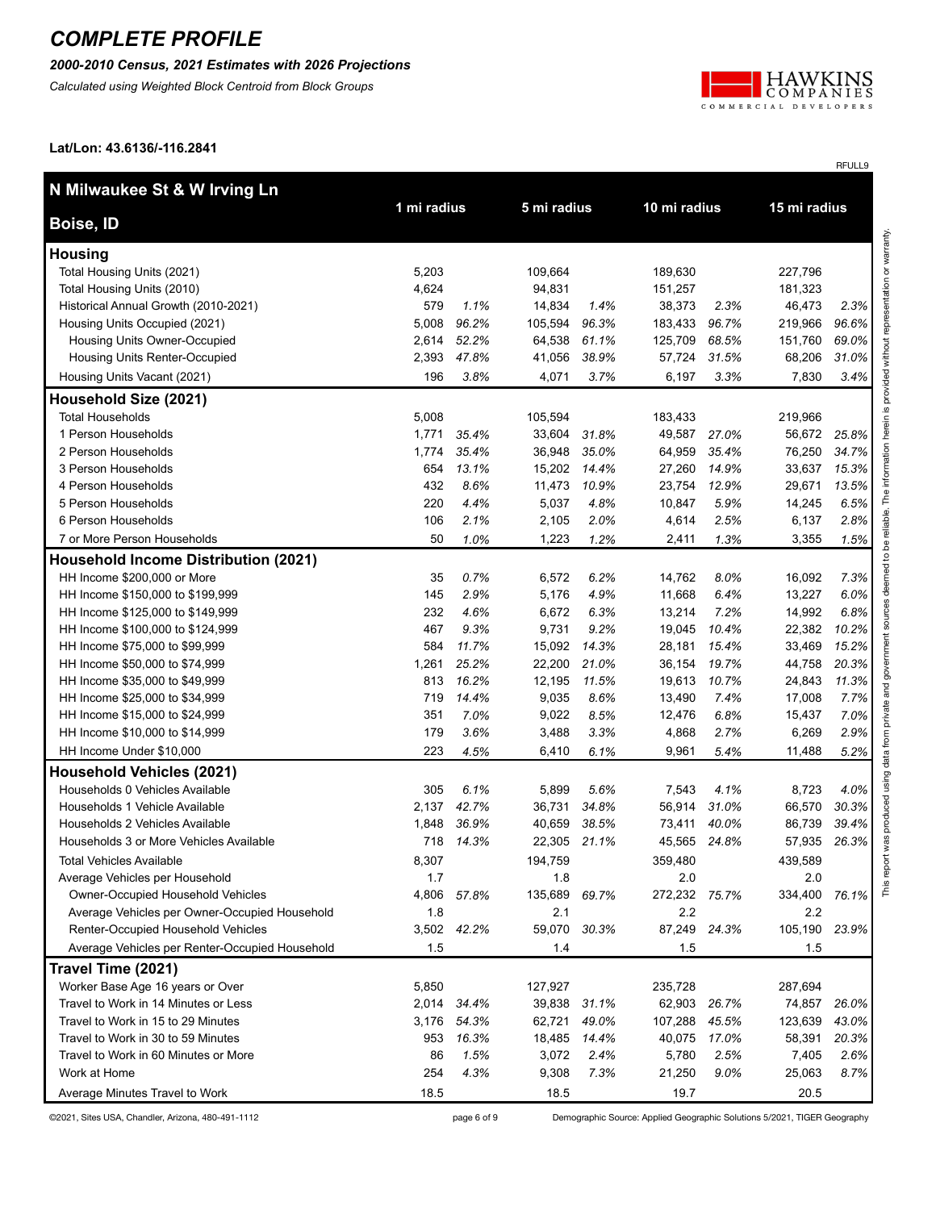# COMPLETE PROFILE

***2000-2010 Census, 2021 Estimates with 2026 Projections***

*Calculated using Weighted Block Centroid from Block Groups*

HAWKINS COMPANIES COMMERCIAL DEVELOPERS

**Lat/Lon: 43.6136/-116.2841**

RFULL9

| N Milwaukee St & W Irving Ln Boise, ID | 1 mi radius | | 5 mi radius | | 10 mi radius | | 15 mi radius | |
|---|---|---|---|---|---|---|---|---|
| **Housing** | | | | | | | | |
| Total Housing Units (2021) | 5,203 | | 109,664 | | 189,630 | | 227,796 | |
| Total Housing Units (2010) | 4,624 | | 94,831 | | 151,257 | | 181,323 | |
| Historical Annual Growth (2010-2021) | 579 | *1.1%* | 14,834 | *1.4%* | 38,373 | *2.3%* | 46,473 | *2.3%* |
| Housing Units Occupied (2021) | 5,008 | *96.2%* | 105,594 | *96.3%* | 183,433 | *96.7%* | 219,966 | *96.6%* |
| Housing Units Owner-Occupied | 2,614 | *52.2%* | 64,538 | *61.1%* | 125,709 | *68.5%* | 151,760 | *69.0%* |
| Housing Units Renter-Occupied | 2,393 | *47.8%* | 41,056 | *38.9%* | 57,724 | *31.5%* | 68,206 | *31.0%* |
| Housing Units Vacant (2021) | 196 | *3.8%* | 4,071 | *3.7%* | 6,197 | *3.3%* | 7,830 | *3.4%* |
| **Household Size (2021)** | | | | | | | | |
| Total Households | 5,008 | | 105,594 | | 183,433 | | 219,966 | |
| 1 Person Households | 1,771 | *35.4%* | 33,604 | *31.8%* | 49,587 | *27.0%* | 56,672 | *25.8%* |
| 2 Person Households | 1,774 | *35.4%* | 36,948 | *35.0%* | 64,959 | *35.4%* | 76,250 | *34.7%* |
| 3 Person Households | 654 | *13.1%* | 15,202 | *14.4%* | 27,260 | *14.9%* | 33,637 | *15.3%* |
| 4 Person Households | 432 | *8.6%* | 11,473 | *10.9%* | 23,754 | *12.9%* | 29,671 | *13.5%* |
| 5 Person Households | 220 | *4.4%* | 5,037 | *4.8%* | 10,847 | *5.9%* | 14,245 | *6.5%* |
| 6 Person Households | 106 | *2.1%* | 2,105 | *2.0%* | 4,614 | *2.5%* | 6,137 | *2.8%* |
| 7 or More Person Households | 50 | *1.0%* | 1,223 | *1.2%* | 2,411 | *1.3%* | 3,355 | *1.5%* |
| **Household Income Distribution (2021)** | | | | | | | | |
| HH Income $200,000 or More | 35 | *0.7%* | 6,572 | *6.2%* | 14,762 | *8.0%* | 16,092 | *7.3%* |
| HH Income $150,000 to $199,999 | 145 | *2.9%* | 5,176 | *4.9%* | 11,668 | *6.4%* | 13,227 | *6.0%* |
| HH Income $125,000 to $149,999 | 232 | *4.6%* | 6,672 | *6.3%* | 13,214 | *7.2%* | 14,992 | *6.8%* |
| HH Income $100,000 to $124,999 | 467 | *9.3%* | 9,731 | *9.2%* | 19,045 | *10.4%* | 22,382 | *10.2%* |
| HH Income $75,000 to $99,999 | 584 | *11.7%* | 15,092 | *14.3%* | 28,181 | *15.4%* | 33,469 | *15.2%* |
| HH Income $50,000 to $74,999 | 1,261 | *25.2%* | 22,200 | *21.0%* | 36,154 | *19.7%* | 44,758 | *20.3%* |
| HH Income $35,000 to $49,999 | 813 | *16.2%* | 12,195 | *11.5%* | 19,613 | *10.7%* | 24,843 | *11.3%* |
| HH Income $25,000 to $34,999 | 719 | *14.4%* | 9,035 | *8.6%* | 13,490 | *7.4%* | 17,008 | *7.7%* |
| HH Income $15,000 to $24,999 | 351 | *7.0%* | 9,022 | *8.5%* | 12,476 | *6.8%* | 15,437 | *7.0%* |
| HH Income $10,000 to $14,999 | 179 | *3.6%* | 3,488 | *3.3%* | 4,868 | *2.7%* | 6,269 | *2.9%* |
| HH Income Under $10,000 | 223 | *4.5%* | 6,410 | *6.1%* | 9,961 | *5.4%* | 11,488 | *5.2%* |
| **Household Vehicles (2021)** | | | | | | | | |
| Households 0 Vehicles Available | 305 | *6.1%* | 5,899 | *5.6%* | 7,543 | *4.1%* | 8,723 | *4.0%* |
| Households 1 Vehicle Available | 2,137 | *42.7%* | 36,731 | *34.8%* | 56,914 | *31.0%* | 66,570 | *30.3%* |
| Households 2 Vehicles Available | 1,848 | *36.9%* | 40,659 | *38.5%* | 73,411 | *40.0%* | 86,739 | *39.4%* |
| Households 3 or More Vehicles Available | 718 | *14.3%* | 22,305 | *21.1%* | 45,565 | *24.8%* | 57,935 | *26.3%* |
| Total Vehicles Available | 8,307 | | 194,759 | | 359,480 | | 439,589 | |
| Average Vehicles per Household | 1.7 | | 1.8 | | 2.0 | | 2.0 | |
| Owner-Occupied Household Vehicles | 4,806 | *57.8%* | 135,689 | *69.7%* | 272,232 | *75.7%* | 334,400 | *76.1%* |
| Average Vehicles per Owner-Occupied Household | 1.8 | | 2.1 | | 2.2 | | 2.2 | |
| Renter-Occupied Household Vehicles | 3,502 | *42.2%* | 59,070 | *30.3%* | 87,249 | *24.3%* | 105,190 | *23.9%* |
| Average Vehicles per Renter-Occupied Household | 1.5 | | 1.4 | | 1.5 | | 1.5 | |
| **Travel Time (2021)** | | | | | | | | |
| Worker Base Age 16 years or Over | 5,850 | | 127,927 | | 235,728 | | 287,694 | |
| Travel to Work in 14 Minutes or Less | 2,014 | *34.4%* | 39,838 | *31.1%* | 62,903 | *26.7%* | 74,857 | *26.0%* |
| Travel to Work in 15 to 29 Minutes | 3,176 | *54.3%* | 62,721 | *49.0%* | 107,288 | *45.5%* | 123,639 | *43.0%* |
| Travel to Work in 30 to 59 Minutes | 953 | *16.3%* | 18,485 | *14.4%* | 40,075 | *17.0%* | 58,391 | *20.3%* |
| Travel to Work in 60 Minutes or More | 86 | *1.5%* | 3,072 | *2.4%* | 5,780 | *2.5%* | 7,405 | *2.6%* |
| Work at Home | 254 | *4.3%* | 9,308 | *7.3%* | 21,250 | *9.0%* | 25,063 | *8.7%* |
| Average Minutes Travel to Work | 18.5 | | 18.5 | | 19.7 | | 20.5 | |

This report was produced using data from private and government sources deemed to be reliable. The information herein is provided without representation or warranty.

©2021, Sites USA, Chandler, Arizona, 480-491-1112

Demographic Source: Applied Geographic Solutions 5/2021, TIGER Geography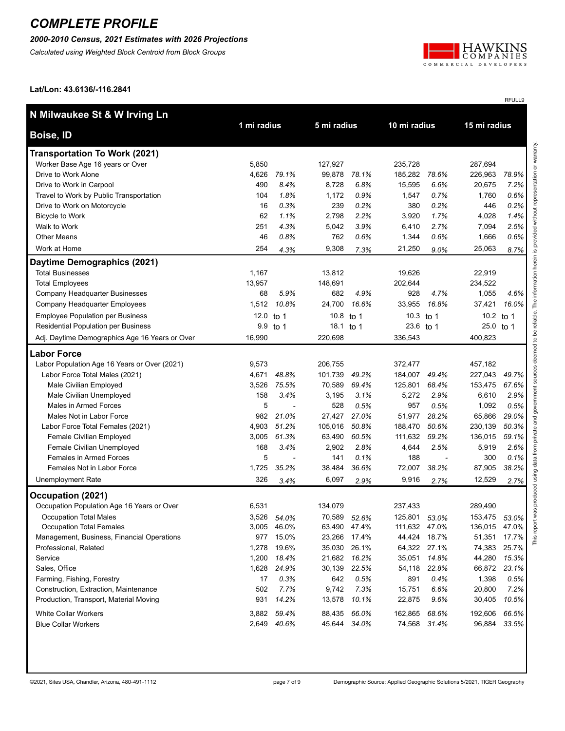# COMPLETE PROFILE

***2000-2010 Census, 2021 Estimates with 2026 Projections***

*Calculated using Weighted Block Centroid from Block Groups*

**Lat/Lon: 43.6136/-116.2841**

RFULL9

| N Milwaukee St & W Irving Ln<br>Boise, ID | 1 mi radius | | 5 mi radius | | 10 mi radius | | 15 mi radius | |
|---|---|---|---|---|---|---|---|---|
| **Transportation To Work (2021)** | | | | | | | | |
| Worker Base Age 16 years or Over | 5,850 | | 127,927 | | 235,728 | | 287,694 | |
| Drive to Work Alone | 4,626 | *79.1%* | 99,878 | *78.1%* | 185,282 | *78.6%* | 226,963 | *78.9%* |
| Drive to Work in Carpool | 490 | *8.4%* | 8,728 | *6.8%* | 15,595 | *6.6%* | 20,675 | *7.2%* |
| Travel to Work by Public Transportation | 104 | *1.8%* | 1,172 | *0.9%* | 1,547 | *0.7%* | 1,760 | *0.6%* |
| Drive to Work on Motorcycle | 16 | *0.3%* | 239 | *0.2%* | 380 | *0.2%* | 446 | *0.2%* |
| Bicycle to Work | 62 | *1.1%* | 2,798 | *2.2%* | 3,920 | *1.7%* | 4,028 | *1.4%* |
| Walk to Work | 251 | *4.3%* | 5,042 | *3.9%* | 6,410 | *2.7%* | 7,094 | *2.5%* |
| Other Means | 46 | *0.8%* | 762 | *0.6%* | 1,344 | *0.6%* | 1,666 | *0.6%* |
| Work at Home | 254 | *4.3%* | 9,308 | *7.3%* | 21,250 | *9.0%* | 25,063 | *8.7%* |
| **Daytime Demographics (2021)** | | | | | | | | |
| Total Businesses | 1,167 | | 13,812 | | 19,626 | | 22,919 | |
| Total Employees | 13,957 | | 148,691 | | 202,644 | | 234,522 | |
| Company Headquarter Businesses | 68 | *5.9%* | 682 | *4.9%* | 928 | *4.7%* | 1,055 | *4.6%* |
| Company Headquarter Employees | 1,512 | *10.8%* | 24,700 | *16.6%* | 33,955 | *16.8%* | 37,421 | *16.0%* |
| Employee Population per Business | 12.0 | to 1 | 10.8 | to 1 | 10.3 | to 1 | 10.2 | to 1 |
| Residential Population per Business | 9.9 | to 1 | 18.1 | to 1 | 23.6 | to 1 | 25.0 | to 1 |
| Adj. Daytime Demographics Age 16 Years or Over | 16,990 | | 220,698 | | 336,543 | | 400,823 | |
| **Labor Force** | | | | | | | | |
| Labor Population Age 16 Years or Over (2021) | 9,573 | | 206,755 | | 372,477 | | 457,182 | |
| Labor Force Total Males (2021) | 4,671 | *48.8%* | 101,739 | *49.2%* | 184,007 | *49.4%* | 227,043 | *49.7%* |
| Male Civilian Employed | 3,526 | *75.5%* | 70,589 | *69.4%* | 125,801 | *68.4%* | 153,475 | *67.6%* |
| Male Civilian Unemployed | 158 | *3.4%* | 3,195 | *3.1%* | 5,272 | *2.9%* | 6,610 | *2.9%* |
| Males in Armed Forces | 5 | - | 528 | *0.5%* | 957 | *0.5%* | 1,092 | *0.5%* |
| Males Not in Labor Force | 982 | *21.0%* | 27,427 | *27.0%* | 51,977 | *28.2%* | 65,866 | *29.0%* |
| Labor Force Total Females (2021) | 4,903 | *51.2%* | 105,016 | *50.8%* | 188,470 | *50.6%* | 230,139 | *50.3%* |
| Female Civilian Employed | 3,005 | *61.3%* | 63,490 | *60.5%* | 111,632 | *59.2%* | 136,015 | *59.1%* |
| Female Civilian Unemployed | 168 | *3.4%* | 2,902 | *2.8%* | 4,644 | *2.5%* | 5,919 | *2.6%* |
| Females in Armed Forces | 5 | - | 141 | *0.1%* | 188 | - | 300 | *0.1%* |
| Females Not in Labor Force | 1,725 | *35.2%* | 38,484 | *36.6%* | 72,007 | *38.2%* | 87,905 | *38.2%* |
| Unemployment Rate | 326 | *3.4%* | 6,097 | *2.9%* | 9,916 | *2.7%* | 12,529 | *2.7%* |
| **Occupation (2021)** | | | | | | | | |
| Occupation Population Age 16 Years or Over | 6,531 | | 134,079 | | 237,433 | | 289,490 | |
| Occupation Total Males | 3,526 | *54.0%* | 70,589 | *52.6%* | 125,801 | *53.0%* | 153,475 | *53.0%* |
| Occupation Total Females | 3,005 | 46.0% | 63,490 | 47.4% | 111,632 | 47.0% | 136,015 | 47.0% |
| Management, Business, Financial Operations | 977 | 15.0% | 23,266 | 17.4% | 44,424 | 18.7% | 51,351 | 17.7% |
| Professional, Related | 1,278 | 19.6% | 35,030 | 26.1% | 64,322 | 27.1% | 74,383 | 25.7% |
| Service | 1,200 | *18.4%* | 21,682 | *16.2%* | 35,051 | *14.8%* | 44,280 | *15.3%* |
| Sales, Office | 1,628 | *24.9%* | 30,139 | *22.5%* | 54,118 | *22.8%* | 66,872 | *23.1%* |
| Farming, Fishing, Forestry | 17 | *0.3%* | 642 | *0.5%* | 891 | *0.4%* | 1,398 | *0.5%* |
| Construction, Extraction, Maintenance | 502 | *7.7%* | 9,742 | *7.3%* | 15,751 | *6.6%* | 20,800 | *7.2%* |
| Production, Transport, Material Moving | 931 | *14.2%* | 13,578 | *10.1%* | 22,875 | *9.6%* | 30,405 | *10.5%* |
| White Collar Workers | 3,882 | *59.4%* | 88,435 | *66.0%* | 162,865 | *68.6%* | 192,606 | *66.5%* |
| Blue Collar Workers | 2,649 | *40.6%* | 45,644 | *34.0%* | 74,568 | *31.4%* | 96,884 | *33.5%* |

This report was produced using data from private and government sources deemed to be reliable. The information herein is provided without representation or warranty.

©2021, Sites USA, Chandler, Arizona, 480-491-1112

Demographic Source: Applied Geographic Solutions 5/2021, TIGER Geography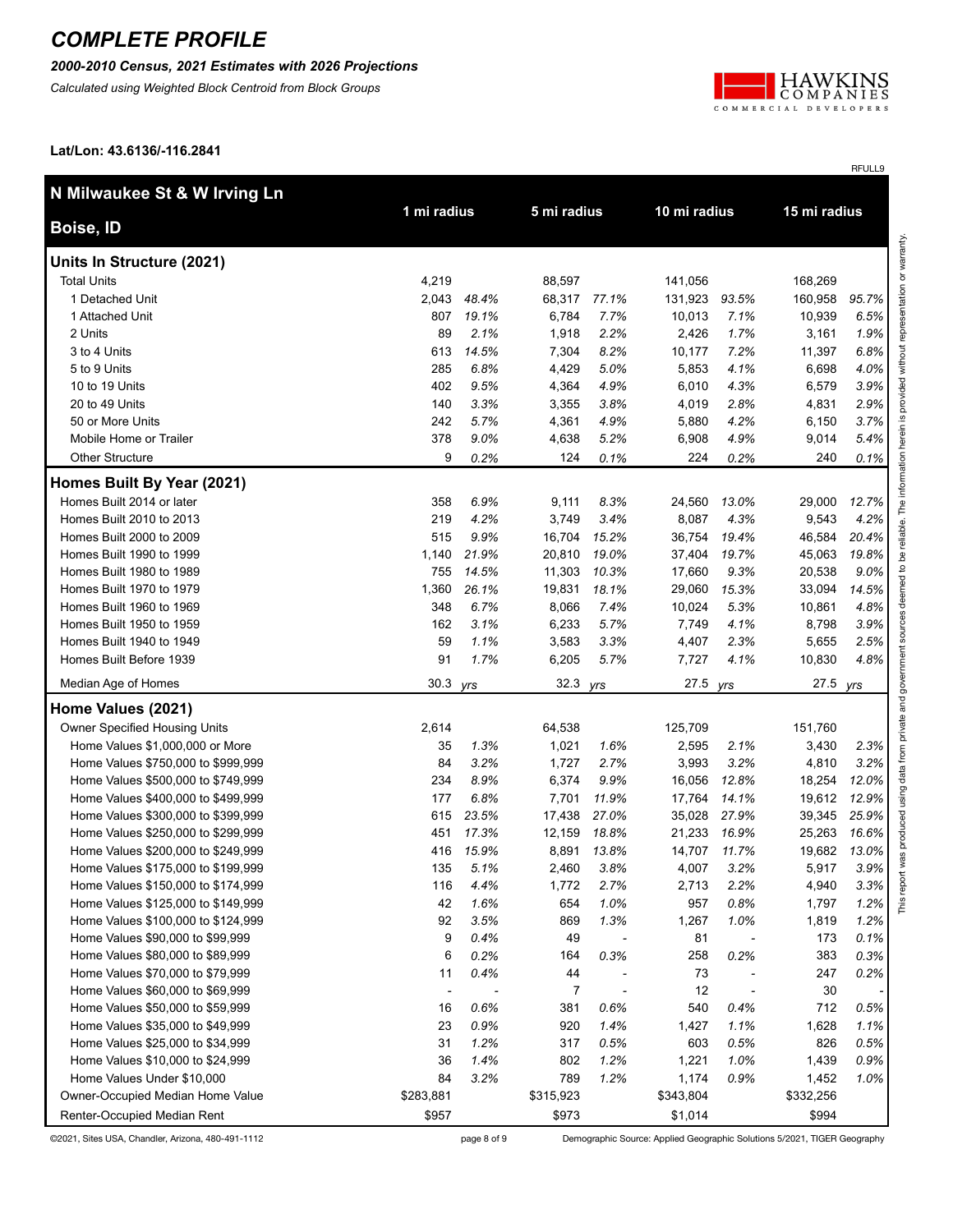# COMPLETE PROFILE

***2000-2010 Census, 2021 Estimates with 2026 Projections***

*Calculated using Weighted Block Centroid from Block Groups*

**Lat/Lon: 43.6136/-116.2841**

RFULL9

| N Milwaukee St & W Irving Ln<br>Boise, ID | 1 mi radius | | 5 mi radius | | 10 mi radius | | 15 mi radius | |
|---|---|---|---|---|---|---|---|---|
| **Units In Structure (2021)** | | | | | | | | |
| Total Units | 4,219 | | 88,597 | | 141,056 | | 168,269 | |
| 1 Detached Unit | 2,043 | *48.4%* | 68,317 | *77.1%* | 131,923 | *93.5%* | 160,958 | *95.7%* |
| 1 Attached Unit | 807 | *19.1%* | 6,784 | *7.7%* | 10,013 | *7.1%* | 10,939 | *6.5%* |
| 2 Units | 89 | *2.1%* | 1,918 | *2.2%* | 2,426 | *1.7%* | 3,161 | *1.9%* |
| 3 to 4 Units | 613 | *14.5%* | 7,304 | *8.2%* | 10,177 | *7.2%* | 11,397 | *6.8%* |
| 5 to 9 Units | 285 | *6.8%* | 4,429 | *5.0%* | 5,853 | *4.1%* | 6,698 | *4.0%* |
| 10 to 19 Units | 402 | *9.5%* | 4,364 | *4.9%* | 6,010 | *4.3%* | 6,579 | *3.9%* |
| 20 to 49 Units | 140 | *3.3%* | 3,355 | *3.8%* | 4,019 | *2.8%* | 4,831 | *2.9%* |
| 50 or More Units | 242 | *5.7%* | 4,361 | *4.9%* | 5,880 | *4.2%* | 6,150 | *3.7%* |
| Mobile Home or Trailer | 378 | *9.0%* | 4,638 | *5.2%* | 6,908 | *4.9%* | 9,014 | *5.4%* |
| Other Structure | 9 | *0.2%* | 124 | *0.1%* | 224 | *0.2%* | 240 | *0.1%* |
| **Homes Built By Year (2021)** | | | | | | | | |
| Homes Built 2014 or later | 358 | *6.9%* | 9,111 | *8.3%* | 24,560 | *13.0%* | 29,000 | *12.7%* |
| Homes Built 2010 to 2013 | 219 | *4.2%* | 3,749 | *3.4%* | 8,087 | *4.3%* | 9,543 | *4.2%* |
| Homes Built 2000 to 2009 | 515 | *9.9%* | 16,704 | *15.2%* | 36,754 | *19.4%* | 46,584 | *20.4%* |
| Homes Built 1990 to 1999 | 1,140 | *21.9%* | 20,810 | *19.0%* | 37,404 | *19.7%* | 45,063 | *19.8%* |
| Homes Built 1980 to 1989 | 755 | *14.5%* | 11,303 | *10.3%* | 17,660 | *9.3%* | 20,538 | *9.0%* |
| Homes Built 1970 to 1979 | 1,360 | *26.1%* | 19,831 | *18.1%* | 29,060 | *15.3%* | 33,094 | *14.5%* |
| Homes Built 1960 to 1969 | 348 | *6.7%* | 8,066 | *7.4%* | 10,024 | *5.3%* | 10,861 | *4.8%* |
| Homes Built 1950 to 1959 | 162 | *3.1%* | 6,233 | *5.7%* | 7,749 | *4.1%* | 8,798 | *3.9%* |
| Homes Built 1940 to 1949 | 59 | *1.1%* | 3,583 | *3.3%* | 4,407 | *2.3%* | 5,655 | *2.5%* |
| Homes Built Before 1939 | 91 | *1.7%* | 6,205 | *5.7%* | 7,727 | *4.1%* | 10,830 | *4.8%* |
| Median Age of Homes | 30.3 | *yrs* | 32.3 | *yrs* | 27.5 | *yrs* | 27.5 | *yrs* |
| **Home Values (2021)** | | | | | | | | |
| Owner Specified Housing Units | 2,614 | | 64,538 | | 125,709 | | 151,760 | |
| Home Values $1,000,000 or More | 35 | *1.3%* | 1,021 | *1.6%* | 2,595 | *2.1%* | 3,430 | *2.3%* |
| Home Values $750,000 to $999,999 | 84 | *3.2%* | 1,727 | *2.7%* | 3,993 | *3.2%* | 4,810 | *3.2%* |
| Home Values $500,000 to $749,999 | 234 | *8.9%* | 6,374 | *9.9%* | 16,056 | *12.8%* | 18,254 | *12.0%* |
| Home Values $400,000 to $499,999 | 177 | *6.8%* | 7,701 | *11.9%* | 17,764 | *14.1%* | 19,612 | *12.9%* |
| Home Values $300,000 to $399,999 | 615 | *23.5%* | 17,438 | *27.0%* | 35,028 | *27.9%* | 39,345 | *25.9%* |
| Home Values $250,000 to $299,999 | 451 | *17.3%* | 12,159 | *18.8%* | 21,233 | *16.9%* | 25,263 | *16.6%* |
| Home Values $200,000 to $249,999 | 416 | *15.9%* | 8,891 | *13.8%* | 14,707 | *11.7%* | 19,682 | *13.0%* |
| Home Values $175,000 to $199,999 | 135 | *5.1%* | 2,460 | *3.8%* | 4,007 | *3.2%* | 5,917 | *3.9%* |
| Home Values $150,000 to $174,999 | 116 | *4.4%* | 1,772 | *2.7%* | 2,713 | *2.2%* | 4,940 | *3.3%* |
| Home Values $125,000 to $149,999 | 42 | *1.6%* | 654 | *1.0%* | 957 | *0.8%* | 1,797 | *1.2%* |
| Home Values $100,000 to $124,999 | 92 | *3.5%* | 869 | *1.3%* | 1,267 | *1.0%* | 1,819 | *1.2%* |
| Home Values $90,000 to $99,999 | 9 | *0.4%* | 49 | - | 81 | - | 173 | *0.1%* |
| Home Values $80,000 to $89,999 | 6 | *0.2%* | 164 | *0.3%* | 258 | *0.2%* | 383 | *0.3%* |
| Home Values $70,000 to $79,999 | 11 | *0.4%* | 44 | - | 73 | - | 247 | *0.2%* |
| Home Values $60,000 to $69,999 | - | - | 7 | - | 12 | - | 30 | - |
| Home Values $50,000 to $59,999 | 16 | *0.6%* | 381 | *0.6%* | 540 | *0.4%* | 712 | *0.5%* |
| Home Values $35,000 to $49,999 | 23 | *0.9%* | 920 | *1.4%* | 1,427 | *1.1%* | 1,628 | *1.1%* |
| Home Values $25,000 to $34,999 | 31 | *1.2%* | 317 | *0.5%* | 603 | *0.5%* | 826 | *0.5%* |
| Home Values $10,000 to $24,999 | 36 | *1.4%* | 802 | *1.2%* | 1,221 | *1.0%* | 1,439 | *0.9%* |
| Home Values Under $10,000 | 84 | *3.2%* | 789 | *1.2%* | 1,174 | *0.9%* | 1,452 | *1.0%* |
| Owner-Occupied Median Home Value | $283,881 | | $315,923 | | $343,804 | | $332,256 | |
| Renter-Occupied Median Rent | $957 | | $973 | | $1,014 | | $994 | |

This report was produced using data from private and government sources deemed to be reliable. The information herein is provided without representation or warranty.

©2021, Sites USA, Chandler, Arizona, 480-491-1112

Demographic Source: Applied Geographic Solutions 5/2021, TIGER Geography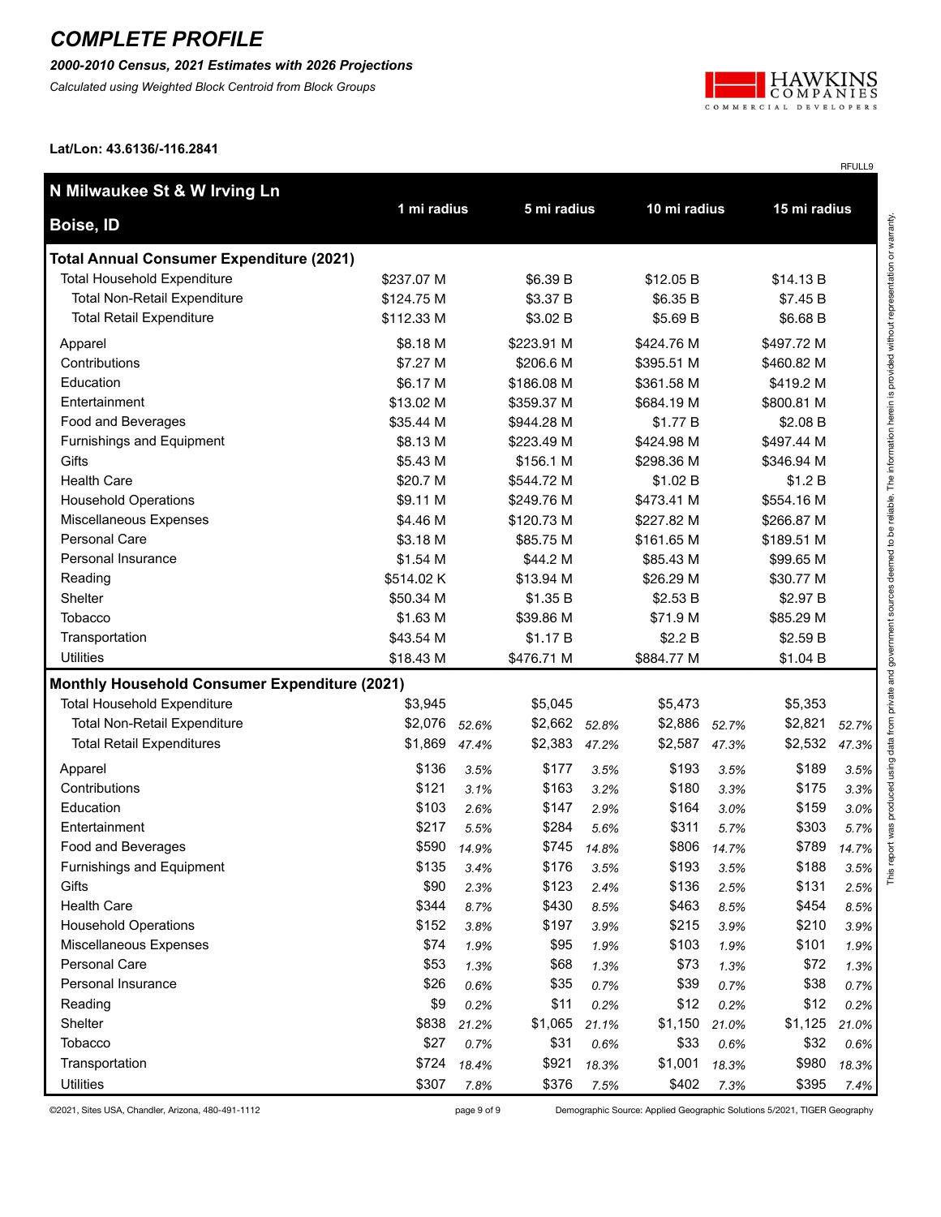# COMPLETE PROFILE

***2000-2010 Census, 2021 Estimates with 2026 Projections***

*Calculated using Weighted Block Centroid from Block Groups*

HAWKINS COMPANIES COMMERCIAL DEVELOPERS

**Lat/Lon: 43.6136/-116.2841**

RFULL9

| N Milwaukee St & W Irving Ln<br>Boise, ID | 1 mi radius | | 5 mi radius | | 10 mi radius | | 15 mi radius | |
|---|---|---|---|---|---|---|---|---|
| **Total Annual Consumer Expenditure (2021)** | | | | | | | | |
| Total Household Expenditure | $237.07 M | | $6.39 B | | $12.05 B | | $14.13 B | |
| Total Non-Retail Expenditure | $124.75 M | | $3.37 B | | $6.35 B | | $7.45 B | |
| Total Retail Expenditure | $112.33 M | | $3.02 B | | $5.69 B | | $6.68 B | |
| Apparel | $8.18 M | | $223.91 M | | $424.76 M | | $497.72 M | |
| Contributions | $7.27 M | | $206.6 M | | $395.51 M | | $460.82 M | |
| Education | $6.17 M | | $186.08 M | | $361.58 M | | $419.2 M | |
| Entertainment | $13.02 M | | $359.37 M | | $684.19 M | | $800.81 M | |
| Food and Beverages | $35.44 M | | $944.28 M | | $1.77 B | | $2.08 B | |
| Furnishings and Equipment | $8.13 M | | $223.49 M | | $424.98 M | | $497.44 M | |
| Gifts | $5.43 M | | $156.1 M | | $298.36 M | | $346.94 M | |
| Health Care | $20.7 M | | $544.72 M | | $1.02 B | | $1.2 B | |
| Household Operations | $9.11 M | | $249.76 M | | $473.41 M | | $554.16 M | |
| Miscellaneous Expenses | $4.46 M | | $120.73 M | | $227.82 M | | $266.87 M | |
| Personal Care | $3.18 M | | $85.75 M | | $161.65 M | | $189.51 M | |
| Personal Insurance | $1.54 M | | $44.2 M | | $85.43 M | | $99.65 M | |
| Reading | $514.02 K | | $13.94 M | | $26.29 M | | $30.77 M | |
| Shelter | $50.34 M | | $1.35 B | | $2.53 B | | $2.97 B | |
| Tobacco | $1.63 M | | $39.86 M | | $71.9 M | | $85.29 M | |
| Transportation | $43.54 M | | $1.17 B | | $2.2 B | | $2.59 B | |
| Utilities | $18.43 M | | $476.71 M | | $884.77 M | | $1.04 B | |
| **Monthly Household Consumer Expenditure (2021)** | | | | | | | | |
| Total Household Expenditure | $3,945 | | $5,045 | | $5,473 | | $5,353 | |
| Total Non-Retail Expenditure | $2,076 | *52.6%* | $2,662 | *52.8%* | $2,886 | *52.7%* | $2,821 | *52.7%* |
| Total Retail Expenditures | $1,869 | *47.4%* | $2,383 | *47.2%* | $2,587 | *47.3%* | $2,532 | *47.3%* |
| Apparel | $136 | *3.5%* | $177 | *3.5%* | $193 | *3.5%* | $189 | *3.5%* |
| Contributions | $121 | *3.1%* | $163 | *3.2%* | $180 | *3.3%* | $175 | *3.3%* |
| Education | $103 | *2.6%* | $147 | *2.9%* | $164 | *3.0%* | $159 | *3.0%* |
| Entertainment | $217 | *5.5%* | $284 | *5.6%* | $311 | *5.7%* | $303 | *5.7%* |
| Food and Beverages | $590 | *14.9%* | $745 | *14.8%* | $806 | *14.7%* | $789 | *14.7%* |
| Furnishings and Equipment | $135 | *3.4%* | $176 | *3.5%* | $193 | *3.5%* | $188 | *3.5%* |
| Gifts | $90 | *2.3%* | $123 | *2.4%* | $136 | *2.5%* | $131 | *2.5%* |
| Health Care | $344 | *8.7%* | $430 | *8.5%* | $463 | *8.5%* | $454 | *8.5%* |
| Household Operations | $152 | *3.8%* | $197 | *3.9%* | $215 | *3.9%* | $210 | *3.9%* |
| Miscellaneous Expenses | $74 | *1.9%* | $95 | *1.9%* | $103 | *1.9%* | $101 | *1.9%* |
| Personal Care | $53 | *1.3%* | $68 | *1.3%* | $73 | *1.3%* | $72 | *1.3%* |
| Personal Insurance | $26 | *0.6%* | $35 | *0.7%* | $39 | *0.7%* | $38 | *0.7%* |
| Reading | $9 | *0.2%* | $11 | *0.2%* | $12 | *0.2%* | $12 | *0.2%* |
| Shelter | $838 | *21.2%* | $1,065 | *21.1%* | $1,150 | *21.0%* | $1,125 | *21.0%* |
| Tobacco | $27 | *0.7%* | $31 | *0.6%* | $33 | *0.6%* | $32 | *0.6%* |
| Transportation | $724 | *18.4%* | $921 | *18.3%* | $1,001 | *18.3%* | $980 | *18.3%* |
| Utilities | $307 | *7.8%* | $376 | *7.5%* | $402 | *7.3%* | $395 | *7.4%* |

This report was produced using data from private and government sources deemed to be reliable. The information herein is provided without representation or warranty.

©2021, Sites USA, Chandler, Arizona, 480-491-1112

Demographic Source: Applied Geographic Solutions 5/2021, TIGER Geography